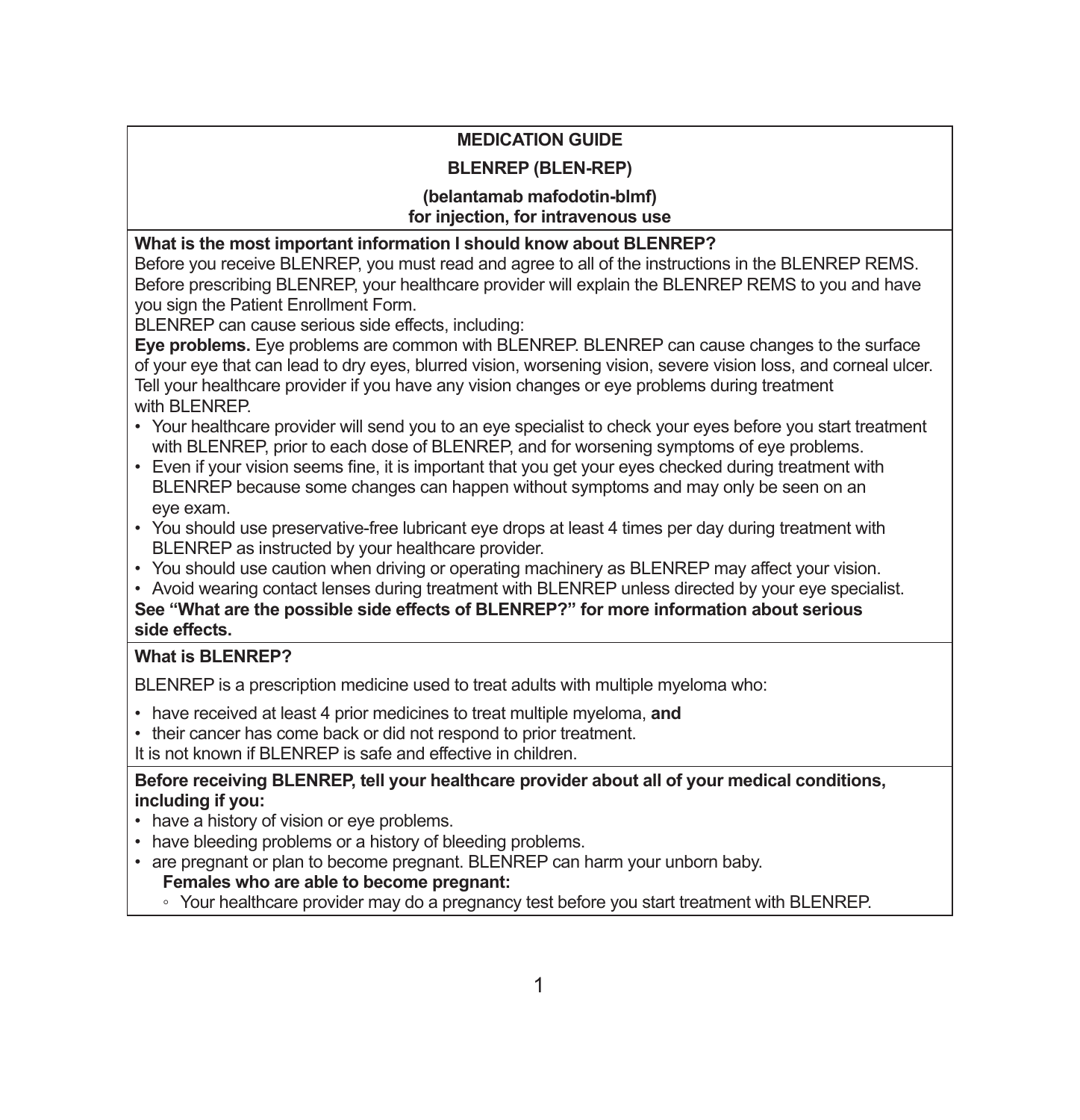# MEDICATION GUIDE

## BLENREP (BLEN-REP)

**(belantamab mafodotin-blmf)**
**for injection, for intravenous use**

### What is the most important information I should know about BLENREP?

Before you receive BLENREP, you must read and agree to all of the instructions in the BLENREP REMS. Before prescribing BLENREP, your healthcare provider will explain the BLENREP REMS to you and have you sign the Patient Enrollment Form.

BLENREP can cause serious side effects, including:

**Eye problems.** Eye problems are common with BLENREP. BLENREP can cause changes to the surface of your eye that can lead to dry eyes, blurred vision, worsening vision, severe vision loss, and corneal ulcer. Tell your healthcare provider if you have any vision changes or eye problems during treatment with BLENREP.

- Your healthcare provider will send you to an eye specialist to check your eyes before you start treatment with BLENREP, prior to each dose of BLENREP, and for worsening symptoms of eye problems.
- Even if your vision seems fine, it is important that you get your eyes checked during treatment with BLENREP because some changes can happen without symptoms and may only be seen on an eye exam.
- You should use preservative-free lubricant eye drops at least 4 times per day during treatment with BLENREP as instructed by your healthcare provider.
- You should use caution when driving or operating machinery as BLENREP may affect your vision.
- Avoid wearing contact lenses during treatment with BLENREP unless directed by your eye specialist.

**See "What are the possible side effects of BLENREP?" for more information about serious side effects.**

### What is BLENREP?

BLENREP is a prescription medicine used to treat adults with multiple myeloma who:

- have received at least 4 prior medicines to treat multiple myeloma, **and**
- their cancer has come back or did not respond to prior treatment.

It is not known if BLENREP is safe and effective in children.

### Before receiving BLENREP, tell your healthcare provider about all of your medical conditions, including if you:

- have a history of vision or eye problems.
- have bleeding problems or a history of bleeding problems.
- are pregnant or plan to become pregnant. BLENREP can harm your unborn baby.

  **Females who are able to become pregnant:**

  - Your healthcare provider may do a pregnancy test before you start treatment with BLENREP.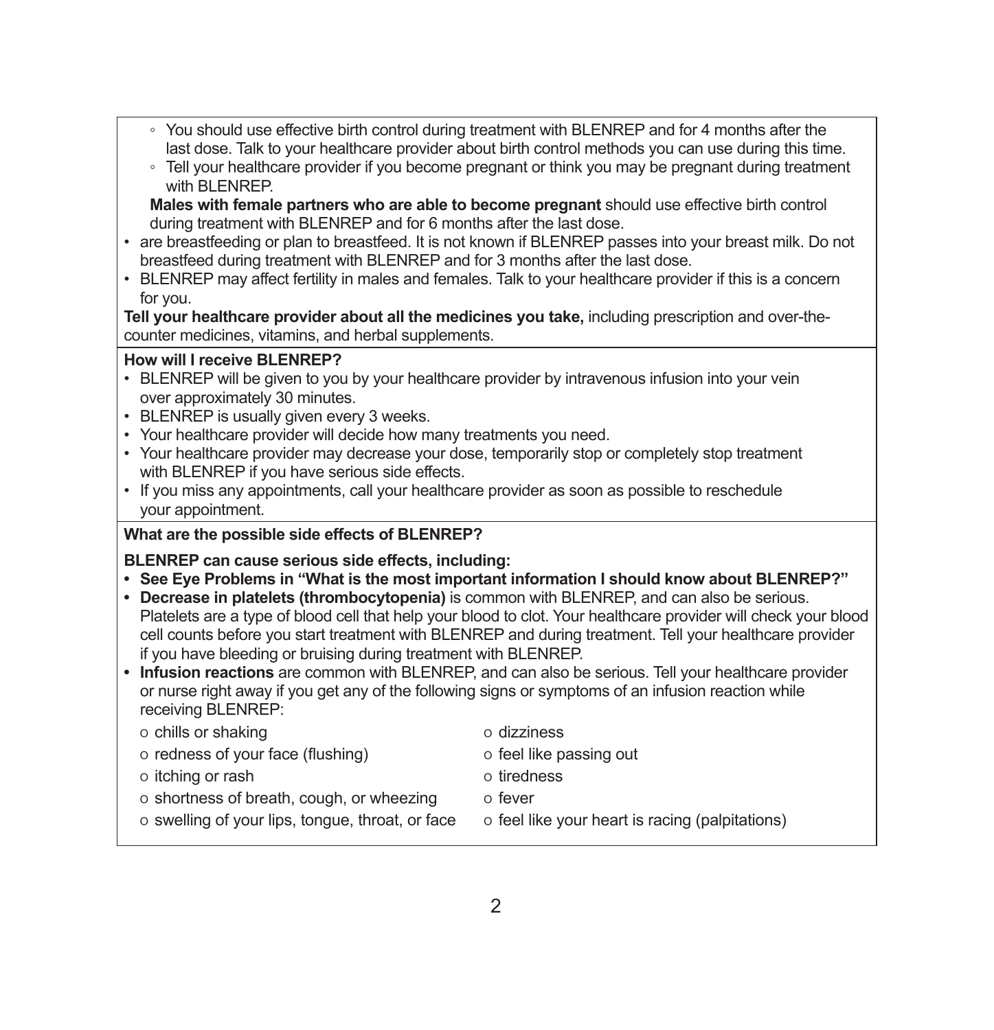- You should use effective birth control during treatment with BLENREP and for 4 months after the last dose. Talk to your healthcare provider about birth control methods you can use during this time.
- Tell your healthcare provider if you become pregnant or think you may be pregnant during treatment with BLENREP.

**Males with female partners who are able to become pregnant** should use effective birth control during treatment with BLENREP and for 6 months after the last dose.

- are breastfeeding or plan to breastfeed. It is not known if BLENREP passes into your breast milk. Do not breastfeed during treatment with BLENREP and for 3 months after the last dose.
- BLENREP may affect fertility in males and females. Talk to your healthcare provider if this is a concern for you.

**Tell your healthcare provider about all the medicines you take,** including prescription and over-the-counter medicines, vitamins, and herbal supplements.

**How will I receive BLENREP?**

- BLENREP will be given to you by your healthcare provider by intravenous infusion into your vein over approximately 30 minutes.
- BLENREP is usually given every 3 weeks.
- Your healthcare provider will decide how many treatments you need.
- Your healthcare provider may decrease your dose, temporarily stop or completely stop treatment with BLENREP if you have serious side effects.
- If you miss any appointments, call your healthcare provider as soon as possible to reschedule your appointment.

**What are the possible side effects of BLENREP?**

**BLENREP can cause serious side effects, including:**

- **See Eye Problems in "What is the most important information I should know about BLENREP?"**
- **Decrease in platelets (thrombocytopenia)** is common with BLENREP, and can also be serious. Platelets are a type of blood cell that help your blood to clot. Your healthcare provider will check your blood cell counts before you start treatment with BLENREP and during treatment. Tell your healthcare provider if you have bleeding or bruising during treatment with BLENREP.
- **Infusion reactions** are common with BLENREP, and can also be serious. Tell your healthcare provider or nurse right away if you get any of the following signs or symptoms of an infusion reaction while receiving BLENREP:
  - chills or shaking
  - redness of your face (flushing)
  - itching or rash
  - shortness of breath, cough, or wheezing
  - swelling of your lips, tongue, throat, or face
  - dizziness
  - feel like passing out
  - tiredness
  - fever
  - feel like your heart is racing (palpitations)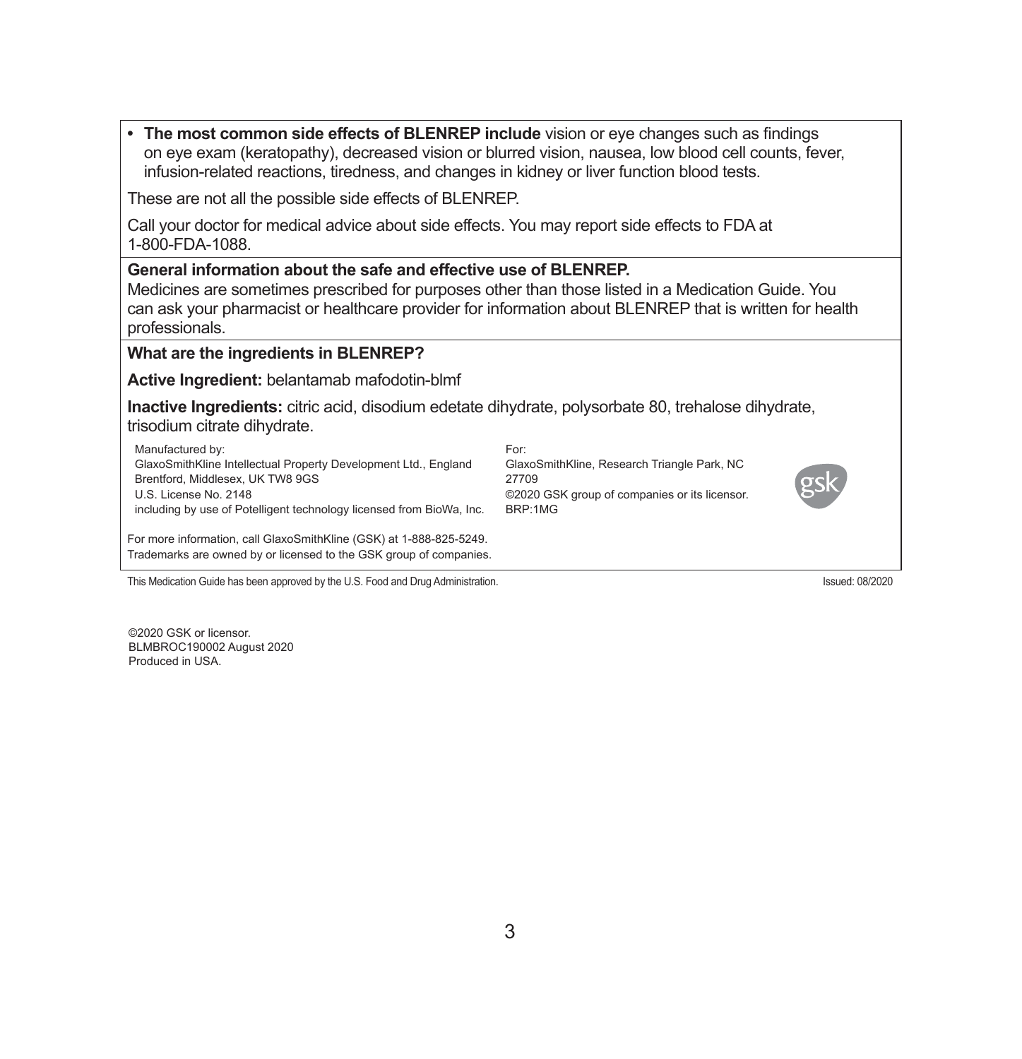- **The most common side effects of BLENREP include** vision or eye changes such as findings on eye exam (keratopathy), decreased vision or blurred vision, nausea, low blood cell counts, fever, infusion-related reactions, tiredness, and changes in kidney or liver function blood tests.

These are not all the possible side effects of BLENREP.

Call your doctor for medical advice about side effects. You may report side effects to FDA at 1-800-FDA-1088.

**General information about the safe and effective use of BLENREP.**

Medicines are sometimes prescribed for purposes other than those listed in a Medication Guide. You can ask your pharmacist or healthcare provider for information about BLENREP that is written for health professionals.

**What are the ingredients in BLENREP?**

**Active Ingredient:** belantamab mafodotin-blmf

**Inactive Ingredients:** citric acid, disodium edetate dihydrate, polysorbate 80, trehalose dihydrate, trisodium citrate dihydrate.

Manufactured by:
GlaxoSmithKline Intellectual Property Development Ltd., England
Brentford, Middlesex, UK TW8 9GS
U.S. License No. 2148
including by use of Potelligent technology licensed from BioWa, Inc.

For:
GlaxoSmithKline, Research Triangle Park, NC 27709
©2020 GSK group of companies or its licensor.
BRP:1MG

For more information, call GlaxoSmithKline (GSK) at 1-888-825-5249.
Trademarks are owned by or licensed to the GSK group of companies.

This Medication Guide has been approved by the U.S. Food and Drug Administration.

Issued: 08/2020

©2020 GSK or licensor.
BLMBROC190002 August 2020
Produced in USA.